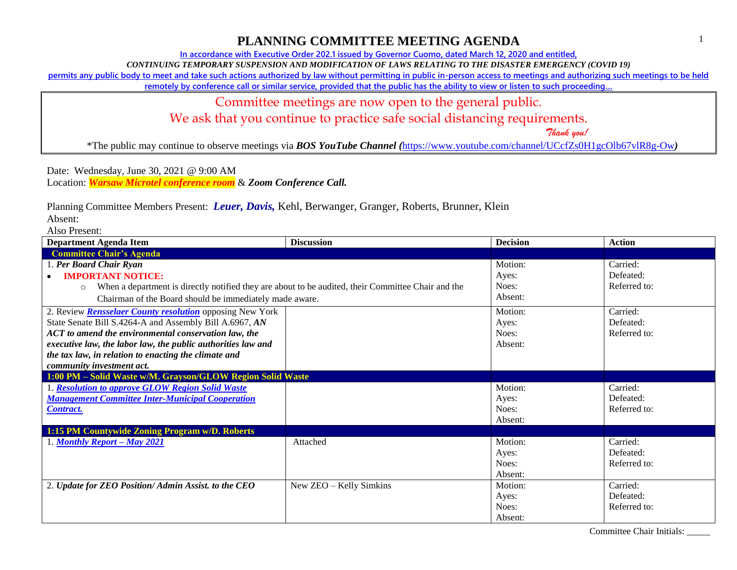# PLANNING COMMITTEE MEETING AGENDA

In accordance with Executive Order 202.1 issued by Governor Cuomo, dated March 12, 2020 and entitled,

*CONTINUING TEMPORARY SUSPENSION AND MODIFICATION OF LAWS RELATING TO THE DISASTER EMERGENCY (COVID 19)*

permits any public body to meet and take such actions authorized by law without permitting in public in-person access to meetings and authorizing such meetings to be held remotely by conference call or similar service, provided that the public has the ability to view or listen to such proceeding…

Committee meetings are now open to the general public.
We ask that you continue to practice safe social distancing requirements.
*Thank you!*

*The public may continue to observe meetings via ***BOS YouTube Channel (***https://www.youtube.com/channel/UCcfZs0H1gcOlb67vlR8g-Ow***)***

Date: Wednesday, June 30, 2021 @ 9:00 AM
Location: ***Warsaw Microtel conference room*** & ***Zoom Conference Call.***

Planning Committee Members Present: ***Leuer, Davis,*** Kehl, Berwanger, Granger, Roberts, Brunner, Klein
Absent:
Also Present:

| Department Agenda Item | Discussion | Decision | Action |
|---|---|---|---|
| **Committee Chair's Agenda** | | | |
| 1. ***Per Board Chair Ryan*** <br> • **IMPORTANT NOTICE:** <br> ○ When a department is directly notified they are about to be audited, their Committee Chair and the Chairman of the Board should be immediately made aware. | | Motion: <br> Ayes: <br> Noes: <br> Absent: | Carried: <br> Defeated: <br> Referred to: |
| 2. Review ***Rensselaer County resolution*** opposing New York State Senate Bill S.4264-A and Assembly Bill A.6967, ***AN ACT to amend the environmental conservation law, the executive law, the labor law, the public authorities law and the tax law, in relation to enacting the climate and community investment act.*** | | Motion: <br> Ayes: <br> Noes: <br> Absent: | Carried: <br> Defeated: <br> Referred to: |
| **1:00 PM – Solid Waste w/M. Grayson/GLOW Region Solid Waste** | | | |
| 1. ***Resolution to approve GLOW Region Solid Waste Management Committee Inter-Municipal Cooperation Contract.*** | | Motion: <br> Ayes: <br> Noes: <br> Absent: | Carried: <br> Defeated: <br> Referred to: |
| **1:15 PM Countywide Zoning Program w/D. Roberts** | | | |
| 1. ***Monthly Report – May 2021*** | Attached | Motion: <br> Ayes: <br> Noes: <br> Absent: | Carried: <br> Defeated: <br> Referred to: |
| 2. ***Update for ZEO Position/ Admin Assist. to the CEO*** | New ZEO – Kelly Simkins | Motion: <br> Ayes: <br> Noes: <br> Absent: | Carried: <br> Defeated: <br> Referred to: |

Committee Chair Initials: _____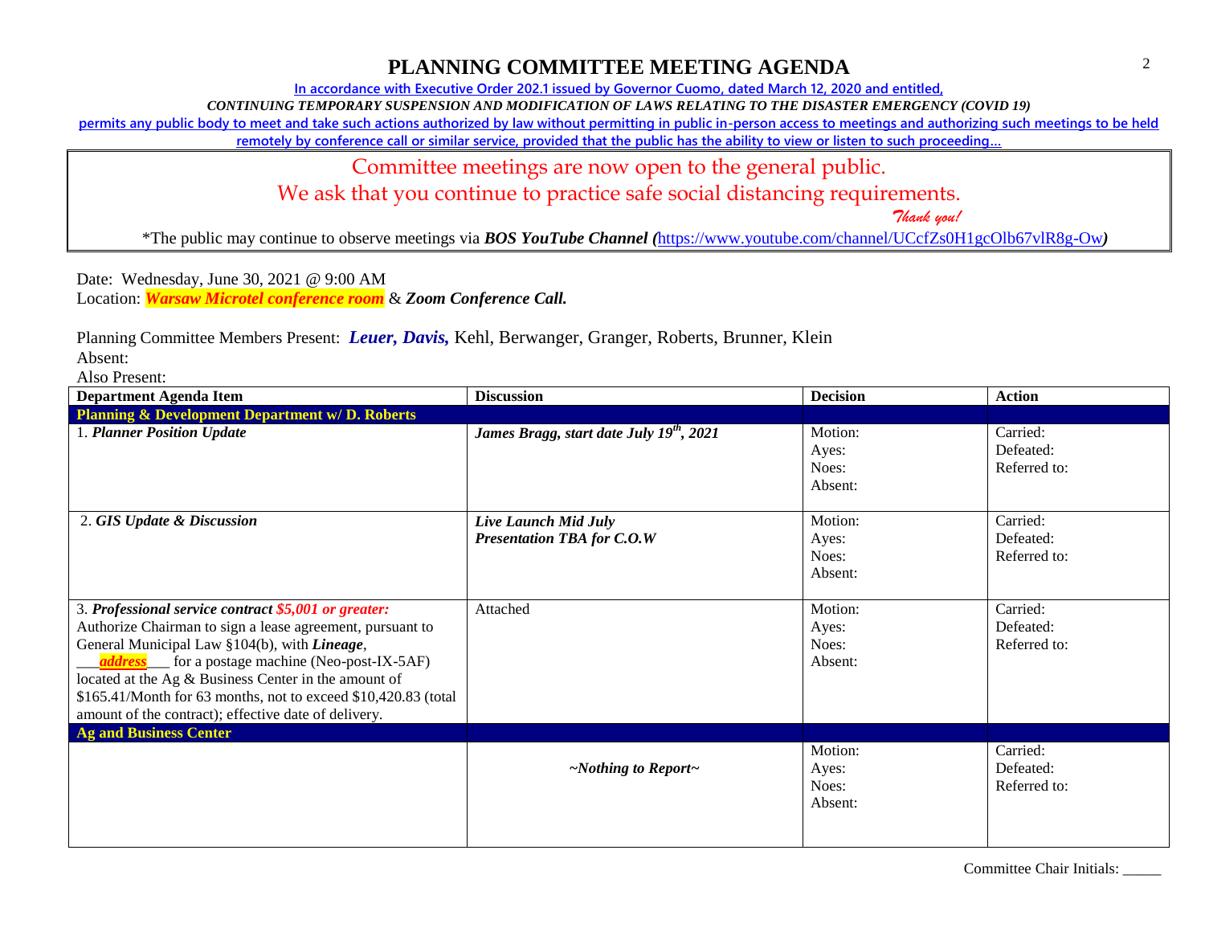# PLANNING COMMITTEE MEETING AGENDA

In accordance with Executive Order 202.1 issued by Governor Cuomo, dated March 12, 2020 and entitled,

*CONTINUING TEMPORARY SUSPENSION AND MODIFICATION OF LAWS RELATING TO THE DISASTER EMERGENCY (COVID 19)*

permits any public body to meet and take such actions authorized by law without permitting in public in-person access to meetings and authorizing such meetings to be held remotely by conference call or similar service, provided that the public has the ability to view or listen to such proceeding…

Committee meetings are now open to the general public.

We ask that you continue to practice safe social distancing requirements.

*Thank you!*

*The public may continue to observe meetings via ***BOS YouTube Channel (***https://www.youtube.com/channel/UCcfZs0H1gcOlb67vlR8g-Ow***)***

Date: Wednesday, June 30, 2021 @ 9:00 AM

Location: ***Warsaw Microtel conference room*** & ***Zoom Conference Call.***

Planning Committee Members Present: ***Leuer, Davis,*** Kehl, Berwanger, Granger, Roberts, Brunner, Klein

Absent:

Also Present:

| Department Agenda Item | Discussion | Decision | Action |
|---|---|---|---|
| **Planning & Development Department w/ D. Roberts** | | | |
| 1. ***Planner Position Update*** | ***James Bragg, start date July 19th, 2021*** | Motion:<br>Ayes:<br>Noes:<br>Absent: | Carried:<br>Defeated:<br>Referred to: |
| 2. ***GIS Update & Discussion*** | ***Live Launch Mid July***<br>***Presentation TBA for C.O.W*** | Motion:<br>Ayes:<br>Noes:<br>Absent: | Carried:<br>Defeated:<br>Referred to: |
| 3. ***Professional service contract $5,001 or greater:*** Authorize Chairman to sign a lease agreement, pursuant to General Municipal Law §104(b), with ***Lineage***, ___***address***___ for a postage machine (Neo-post-IX-5AF) located at the Ag & Business Center in the amount of $165.41/Month for 63 months, not to exceed $10,420.83 (total amount of the contract); effective date of delivery. | Attached | Motion:<br>Ayes:<br>Noes:<br>Absent: | Carried:<br>Defeated:<br>Referred to: |
| **Ag and Business Center** | | | |
| | ***~Nothing to Report~*** | Motion:<br>Ayes:<br>Noes:<br>Absent: | Carried:<br>Defeated:<br>Referred to: |

Committee Chair Initials: _____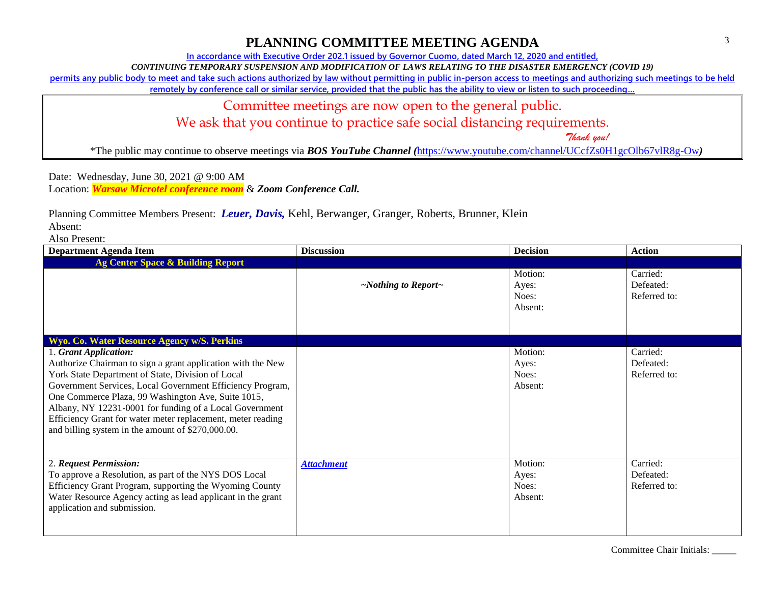# PLANNING COMMITTEE MEETING AGENDA

**In accordance with Executive Order 202.1 issued by Governor Cuomo, dated March 12, 2020 and entitled,**

***CONTINUING TEMPORARY SUSPENSION AND MODIFICATION OF LAWS RELATING TO THE DISASTER EMERGENCY (COVID 19)***

**permits any public body to meet and take such actions authorized by law without permitting in public in-person access to meetings and authorizing such meetings to be held remotely by conference call or similar service, provided that the public has the ability to view or listen to such proceeding…**

Committee meetings are now open to the general public.
We ask that you continue to practice safe social distancing requirements.
*Thank you!*

*The public may continue to observe meetings via ***BOS YouTube Channel (***https://www.youtube.com/channel/UCcfZs0H1gcOlb67vlR8g-Ow***)***

Date: Wednesday, June 30, 2021 @ 9:00 AM
Location: ***Warsaw Microtel conference room*** & ***Zoom Conference Call.***

Planning Committee Members Present: ***Leuer, Davis,*** Kehl, Berwanger, Granger, Roberts, Brunner, Klein
Absent:
Also Present:

| Department Agenda Item | Discussion | Decision | Action |
|---|---|---|---|
| **Ag Center Space & Building Report** | | | |
| | *~Nothing to Report~* | Motion:<br>Ayes:<br>Noes:<br>Absent: | Carried:<br>Defeated:<br>Referred to: |
| **Wyo. Co. Water Resource Agency w/S. Perkins** | | | |
| 1. ***Grant Application:***<br>Authorize Chairman to sign a grant application with the New York State Department of State, Division of Local Government Services, Local Government Efficiency Program, One Commerce Plaza, 99 Washington Ave, Suite 1015, Albany, NY 12231-0001 for funding of a Local Government Efficiency Grant for water meter replacement, meter reading and billing system in the amount of $270,000.00. | | Motion:<br>Ayes:<br>Noes:<br>Absent: | Carried:<br>Defeated:<br>Referred to: |
| 2. ***Request Permission:***<br>To approve a Resolution, as part of the NYS DOS Local Efficiency Grant Program, supporting the Wyoming County Water Resource Agency acting as lead applicant in the grant application and submission. | ***Attachment*** | Motion:<br>Ayes:<br>Noes:<br>Absent: | Carried:<br>Defeated:<br>Referred to: |

Committee Chair Initials: _____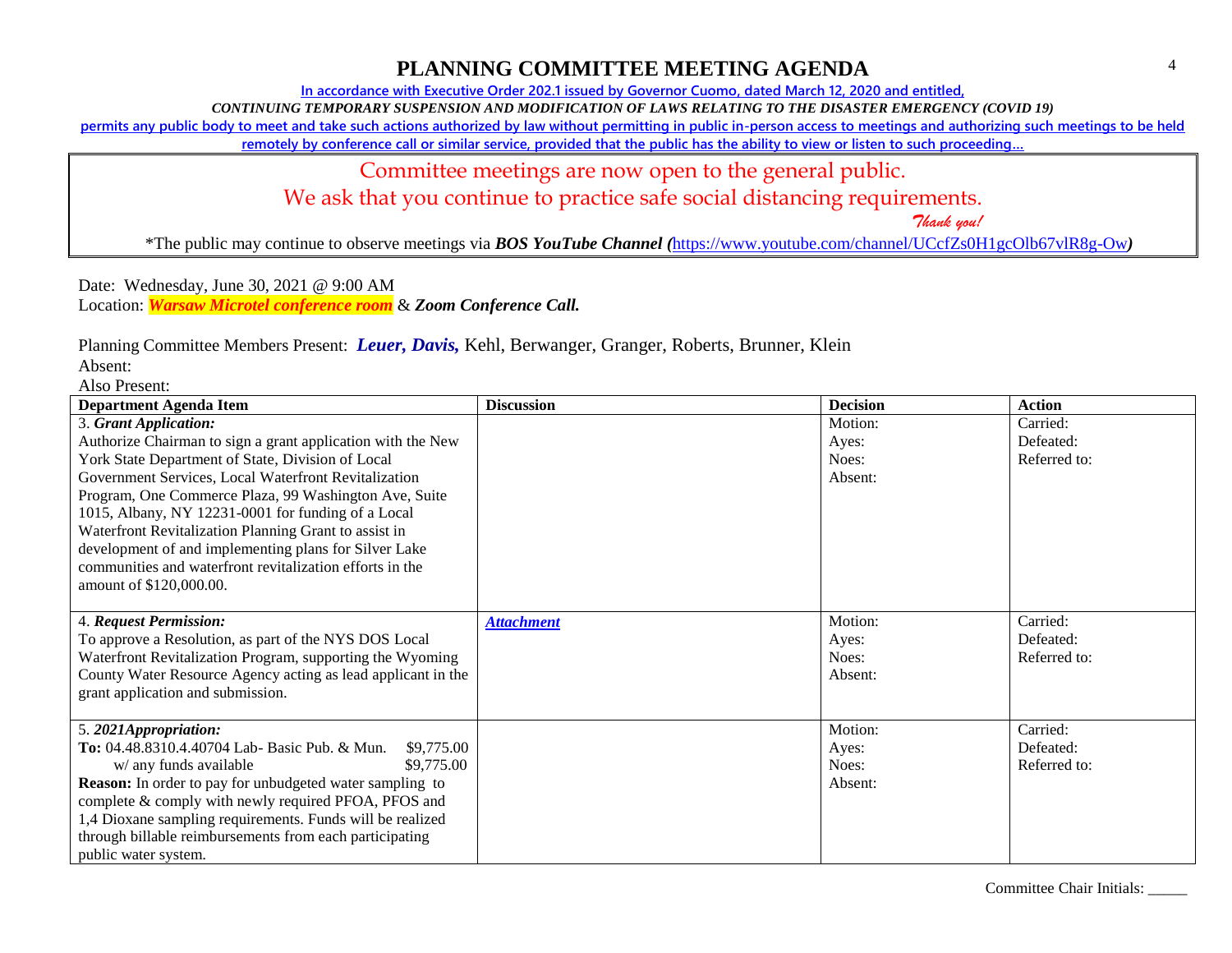# PLANNING COMMITTEE MEETING AGENDA

In accordance with Executive Order 202.1 issued by Governor Cuomo, dated March 12, 2020 and entitled,

*CONTINUING TEMPORARY SUSPENSION AND MODIFICATION OF LAWS RELATING TO THE DISASTER EMERGENCY (COVID 19)*

permits any public body to meet and take such actions authorized by law without permitting in public in-person access to meetings and authorizing such meetings to be held remotely by conference call or similar service, provided that the public has the ability to view or listen to such proceeding…

Committee meetings are now open to the general public.
We ask that you continue to practice safe social distancing requirements.
*Thank you!*

*The public may continue to observe meetings via ***BOS YouTube Channel*** *(*https://www.youtube.com/channel/UCcfZs0H1gcOlb67vlR8g-Ow*)*

Date: Wednesday, June 30, 2021 @ 9:00 AM
Location: ***Warsaw Microtel conference room*** & ***Zoom Conference Call.***

Planning Committee Members Present: ***Leuer, Davis,*** Kehl, Berwanger, Granger, Roberts, Brunner, Klein
Absent:
Also Present:

| Department Agenda Item | Discussion | Decision | Action |
|---|---|---|---|
| 3. ***Grant Application:*** Authorize Chairman to sign a grant application with the New York State Department of State, Division of Local Government Services, Local Waterfront Revitalization Program, One Commerce Plaza, 99 Washington Ave, Suite 1015, Albany, NY 12231-0001 for funding of a Local Waterfront Revitalization Planning Grant to assist in development of and implementing plans for Silver Lake communities and waterfront revitalization efforts in the amount of $120,000.00. | | Motion: Ayes: Noes: Absent: | Carried: Defeated: Referred to: |
| 4. ***Request Permission:*** To approve a Resolution, as part of the NYS DOS Local Waterfront Revitalization Program, supporting the Wyoming County Water Resource Agency acting as lead applicant in the grant application and submission. | ***Attachment*** | Motion: Ayes: Noes: Absent: | Carried: Defeated: Referred to: |
| 5. ***2021Appropriation:*** **To:** 04.48.8310.4.40704 Lab- Basic Pub. & Mun. $9,775.00 w/ any funds available $9,775.00 **Reason:** In order to pay for unbudgeted water sampling to complete & comply with newly required PFOA, PFOS and 1,4 Dioxane sampling requirements. Funds will be realized through billable reimbursements from each participating public water system. | | Motion: Ayes: Noes: Absent: | Carried: Defeated: Referred to: |

Committee Chair Initials: _____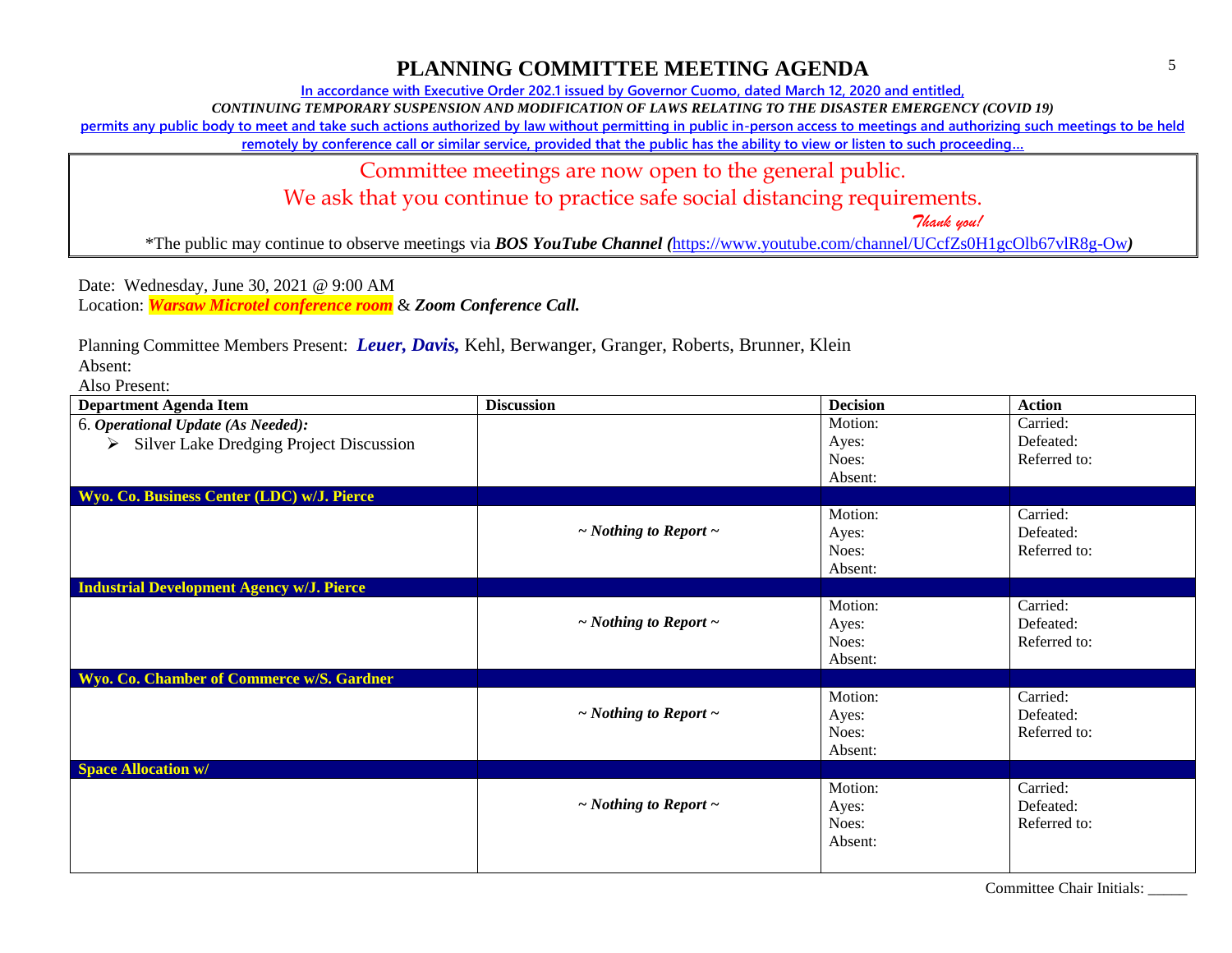# PLANNING COMMITTEE MEETING AGENDA

In accordance with Executive Order 202.1 issued by Governor Cuomo, dated March 12, 2020 and entitled,

*CONTINUING TEMPORARY SUSPENSION AND MODIFICATION OF LAWS RELATING TO THE DISASTER EMERGENCY (COVID 19)*

permits any public body to meet and take such actions authorized by law without permitting in public in-person access to meetings and authorizing such meetings to be held remotely by conference call or similar service, provided that the public has the ability to view or listen to such proceeding…

Committee meetings are now open to the general public.
We ask that you continue to practice safe social distancing requirements.
*Thank you!*

*The public may continue to observe meetings via ***BOS YouTube Channel (***https://www.youtube.com/channel/UCcfZs0H1gcOlb67vlR8g-Ow***)***

Date: Wednesday, June 30, 2021 @ 9:00 AM
Location: ***Warsaw Microtel conference room*** & ***Zoom Conference Call.***

Planning Committee Members Present: ***Leuer, Davis,*** Kehl, Berwanger, Granger, Roberts, Brunner, Klein
Absent:
Also Present:

| Department Agenda Item | Discussion | Decision | Action |
|---|---|---|---|
| 6. ***Operational Update (As Needed):***<br>➢ Silver Lake Dredging Project Discussion | | Motion:<br>Ayes:<br>Noes:<br>Absent: | Carried:<br>Defeated:<br>Referred to: |
| **Wyo. Co. Business Center (LDC) w/J. Pierce** | | | |
| | ***~ Nothing to Report ~*** | Motion:<br>Ayes:<br>Noes:<br>Absent: | Carried:<br>Defeated:<br>Referred to: |
| **Industrial Development Agency w/J. Pierce** | | | |
| | ***~ Nothing to Report ~*** | Motion:<br>Ayes:<br>Noes:<br>Absent: | Carried:<br>Defeated:<br>Referred to: |
| **Wyo. Co. Chamber of Commerce w/S. Gardner** | | | |
| | ***~ Nothing to Report ~*** | Motion:<br>Ayes:<br>Noes:<br>Absent: | Carried:<br>Defeated:<br>Referred to: |
| **Space Allocation w/** | | | |
| | ***~ Nothing to Report ~*** | Motion:<br>Ayes:<br>Noes:<br>Absent: | Carried:<br>Defeated:<br>Referred to: |

Committee Chair Initials: _____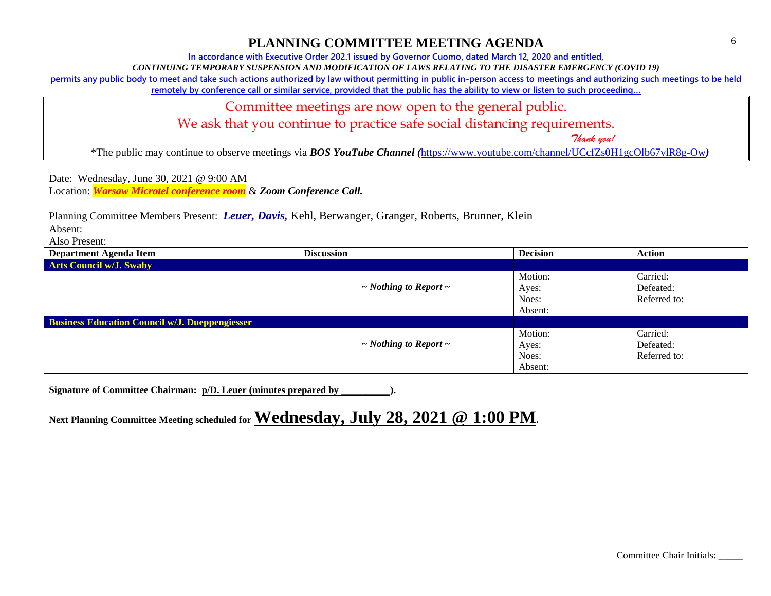# PLANNING COMMITTEE MEETING AGENDA

In accordance with Executive Order 202.1 issued by Governor Cuomo, dated March 12, 2020 and entitled,

*CONTINUING TEMPORARY SUSPENSION AND MODIFICATION OF LAWS RELATING TO THE DISASTER EMERGENCY (COVID 19)*

permits any public body to meet and take such actions authorized by law without permitting in public in-person access to meetings and authorizing such meetings to be held remotely by conference call or similar service, provided that the public has the ability to view or listen to such proceeding…

Committee meetings are now open to the general public.

We ask that you continue to practice safe social distancing requirements.

*Thank you!*

*The public may continue to observe meetings via ***BOS YouTube Channel*** *(*https://www.youtube.com/channel/UCcfZs0H1gcOlb67vlR8g-Ow*)*

Date: Wednesday, June 30, 2021 @ 9:00 AM

Location: ***Warsaw Microtel conference room*** & ***Zoom Conference Call.***

Planning Committee Members Present: ***Leuer, Davis,*** Kehl, Berwanger, Granger, Roberts, Brunner, Klein

Absent:

Also Present:

| Department Agenda Item | Discussion | Decision | Action |
|---|---|---|---|
| **Arts Council w/J. Swaby** | | | |
| | ***~ Nothing to Report ~*** | Motion:<br>Ayes:<br>Noes:<br>Absent: | Carried:<br>Defeated:<br>Referred to: |
| **Business Education Council w/J. Dueppengiesser** | | | |
| | ***~ Nothing to Report ~*** | Motion:<br>Ayes:<br>Noes:<br>Absent: | Carried:<br>Defeated:<br>Referred to: |

**Signature of Committee Chairman: p/D. Leuer (minutes prepared by __________).**

**Next Planning Committee Meeting scheduled for Wednesday, July 28, 2021 @ 1:00 PM.**

Committee Chair Initials: _____